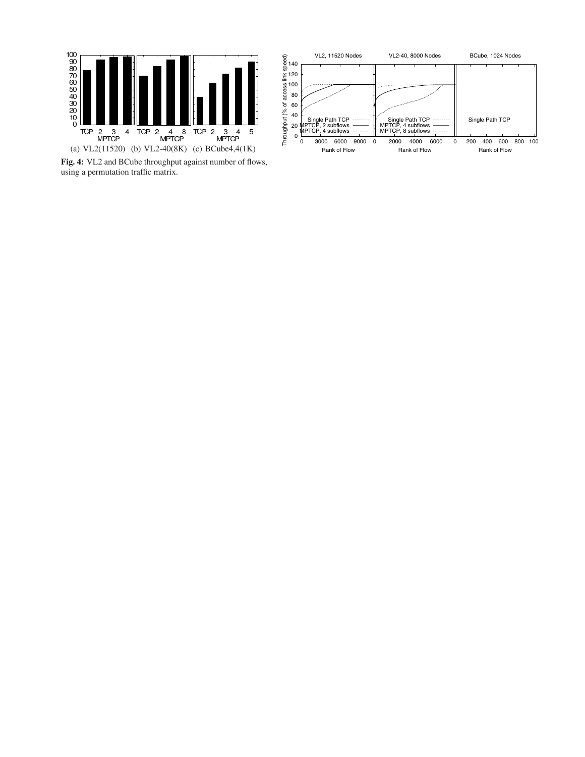100
90
80
70
60
50
40
30
20
10
0

TCP 2 3 4
MPTCP

TCP 2 4 8
MPTCP

TCP 2 3 4 5
MPTCP

(a) VL2(11520) (b) VL2-40(8K) (c) BCube4,4(1K)

**Fig. 4:** VL2 and BCube throughput against number of flows, using a permutation traffic matrix.

VL2, 11520 Nodes

VL2-40, 8000 Nodes

BCube, 1024 Nodes

Throughput (% of access link speed)

140
120
100
80
60
40
20
0

Single Path TCP
MPTCP, 2 subflows
MPTCP, 4 subflows

Single Path TCP
MPTCP, 4 subflows
MPTCP, 8 subflows

Single Path TCP

0 3000 6000 9000

Rank of Flow

0 2000 4000 6000

Rank of Flow

0 200 400 600 800 100

Rank of Flow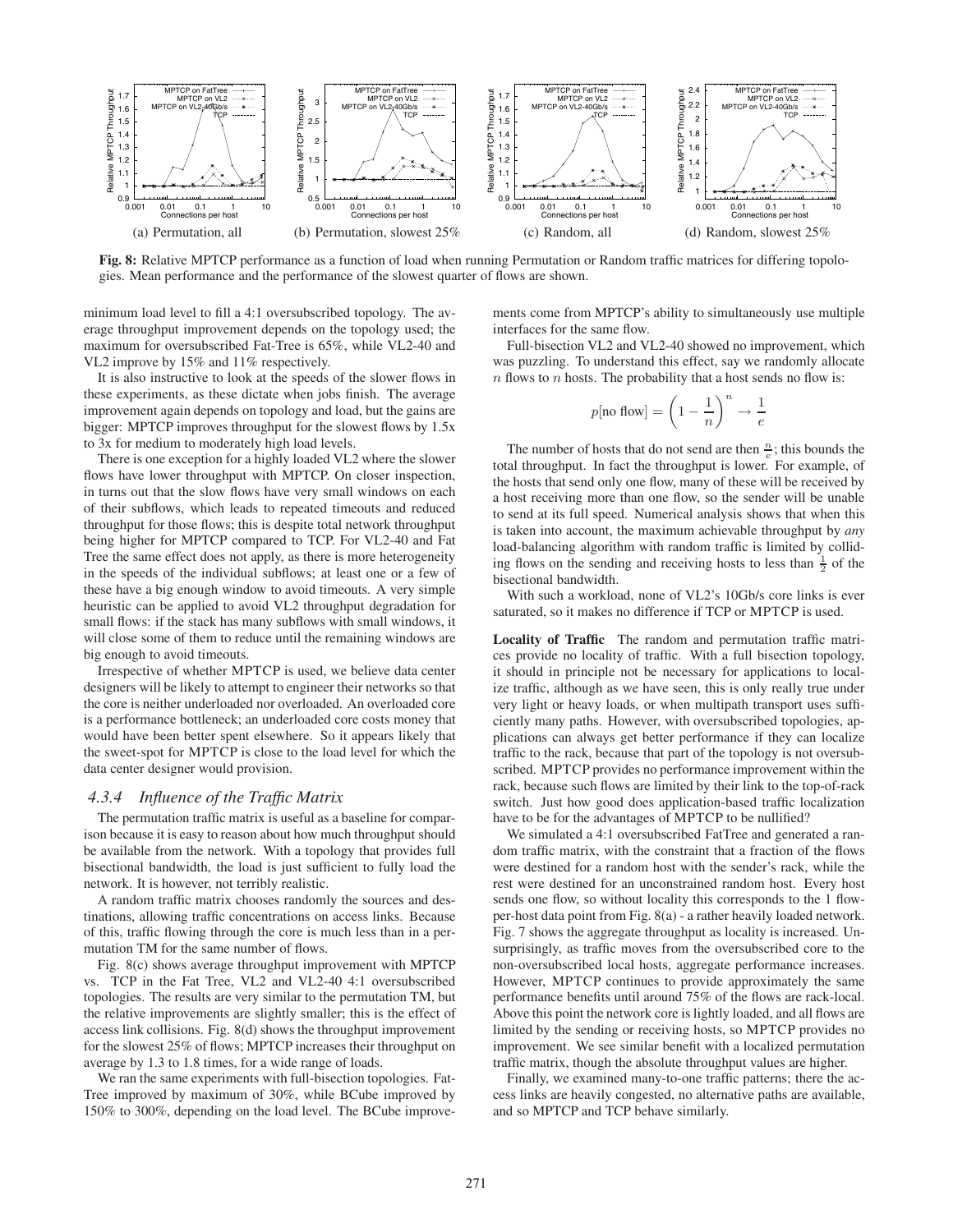(a) Permutation, all (b) Permutation, slowest 25% (c) Random, all (d) Random, slowest 25%

**Fig. 8:** Relative MPTCP performance as a function of load when running Permutation or Random traffic matrices for differing topologies. Mean performance and the performance of the slowest quarter of flows are shown.

minimum load level to fill a 4:1 oversubscribed topology. The average throughput improvement depends on the topology used; the maximum for oversubscribed Fat-Tree is 65%, while VL2-40 and VL2 improve by 15% and 11% respectively.

It is also instructive to look at the speeds of the slower flows in these experiments, as these dictate when jobs finish. The average improvement again depends on topology and load, but the gains are bigger: MPTCP improves throughput for the slowest flows by 1.5x to 3x for medium to moderately high load levels.

There is one exception for a highly loaded VL2 where the slower flows have lower throughput with MPTCP. On closer inspection, in turns out that the slow flows have very small windows on each of their subflows, which leads to repeated timeouts and reduced throughput for those flows; this is despite total network throughput being higher for MPTCP compared to TCP. For VL2-40 and Fat Tree the same effect does not apply, as there is more heterogeneity in the speeds of the individual subflows; at least one or a few of these have a big enough window to avoid timeouts. A very simple heuristic can be applied to avoid VL2 throughput degradation for small flows: if the stack has many subflows with small windows, it will close some of them to reduce until the remaining windows are big enough to avoid timeouts.

Irrespective of whether MPTCP is used, we believe data center designers will be likely to attempt to engineer their networks so that the core is neither underloaded nor overloaded. An overloaded core is a performance bottleneck; an underloaded core costs money that would have been better spent elsewhere. So it appears likely that the sweet-spot for MPTCP is close to the load level for which the data center designer would provision.

### *4.3.4 Influence of the Traffic Matrix*

The permutation traffic matrix is useful as a baseline for comparison because it is easy to reason about how much throughput should be available from the network. With a topology that provides full bisectional bandwidth, the load is just sufficient to fully load the network. It is however, not terribly realistic.

A random traffic matrix chooses randomly the sources and destinations, allowing traffic concentrations on access links. Because of this, traffic flowing through the core is much less than in a permutation TM for the same number of flows.

Fig. 8(c) shows average throughput improvement with MPTCP vs. TCP in the Fat Tree, VL2 and VL2-40 4:1 oversubscribed topologies. The results are very similar to the permutation TM, but the relative improvements are slightly smaller; this is the effect of access link collisions. Fig. 8(d) shows the throughput improvement for the slowest 25% of flows; MPTCP increases their throughput on average by 1.3 to 1.8 times, for a wide range of loads.

We ran the same experiments with full-bisection topologies. Fat-Tree improved by maximum of 30%, while BCube improved by 150% to 300%, depending on the load level. The BCube improvements come from MPTCP's ability to simultaneously use multiple interfaces for the same flow.

Full-bisection VL2 and VL2-40 showed no improvement, which was puzzling. To understand this effect, say we randomly allocate $n$ flows to $n$ hosts. The probability that a host sends no flow is:

$$p[\text{no flow}] = \left(1 - \frac{1}{n}\right)^n \rightarrow \frac{1}{e}$$

The number of hosts that do not send are then $\frac{n}{e}$; this bounds the total throughput. In fact the throughput is lower. For example, of the hosts that send only one flow, many of these will be received by a host receiving more than one flow, so the sender will be unable to send at its full speed. Numerical analysis shows that when this is taken into account, the maximum achievable throughput by *any* load-balancing algorithm with random traffic is limited by colliding flows on the sending and receiving hosts to less than $\frac{1}{2}$ of the bisectional bandwidth.

With such a workload, none of VL2's 10Gb/s core links is ever saturated, so it makes no difference if TCP or MPTCP is used.

**Locality of Traffic** The random and permutation traffic matrices provide no locality of traffic. With a full bisection topology, it should in principle not be necessary for applications to localize traffic, although as we have seen, this is only really true under very light or heavy loads, or when multipath transport uses sufficiently many paths. However, with oversubscribed topologies, applications can always get better performance if they can localize traffic to the rack, because that part of the topology is not oversubscribed. MPTCP provides no performance improvement within the rack, because such flows are limited by their link to the top-of-rack switch. Just how good does application-based traffic localization have to be for the advantages of MPTCP to be nullified?

We simulated a 4:1 oversubscribed FatTree and generated a random traffic matrix, with the constraint that a fraction of the flows were destined for a random host with the sender's rack, while the rest were destined for an unconstrained random host. Every host sends one flow, so without locality this corresponds to the 1 flow-per-host data point from Fig. 8(a) - a rather heavily loaded network. Fig. 7 shows the aggregate throughput as locality is increased. Unsurprisingly, as traffic moves from the oversubscribed core to the non-oversubscribed local hosts, aggregate performance increases. However, MPTCP continues to provide approximately the same performance benefits until around 75% of the flows are rack-local. Above this point the network core is lightly loaded, and all flows are limited by the sending or receiving hosts, so MPTCP provides no improvement. We see similar benefit with a localized permutation traffic matrix, though the absolute throughput values are higher.

Finally, we examined many-to-one traffic patterns; there the access links are heavily congested, no alternative paths are available, and so MPTCP and TCP behave similarly.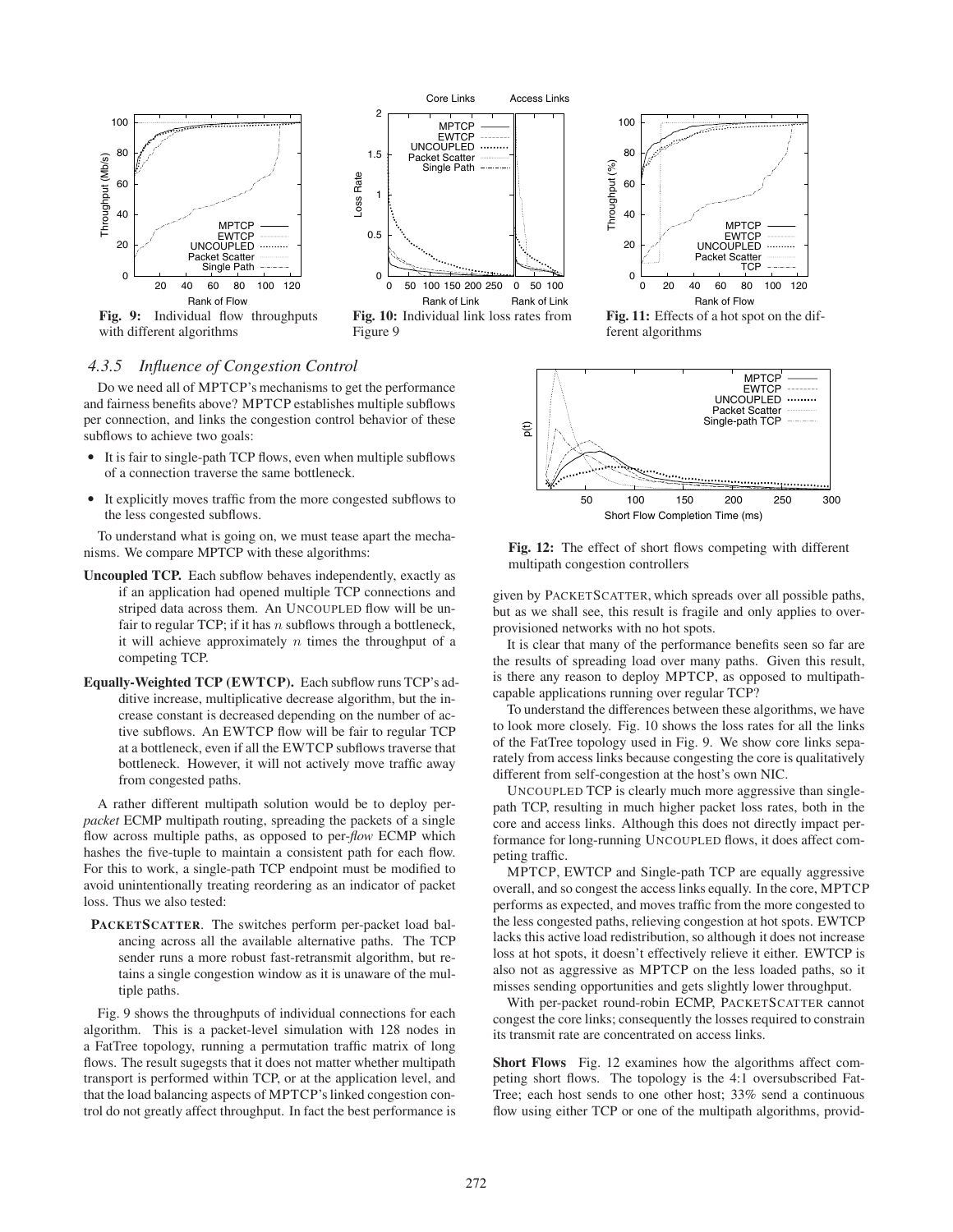Fig. 9: Individual flow throughputs with different algorithms

Fig. 10: Individual link loss rates from Figure 9

Fig. 11: Effects of a hot spot on the different algorithms

### 4.3.5 Influence of Congestion Control

Do we need all of MPTCP's mechanisms to get the performance and fairness benefits above? MPTCP establishes multiple subflows per connection, and links the congestion control behavior of these subflows to achieve two goals:

- It is fair to single-path TCP flows, even when multiple subflows of a connection traverse the same bottleneck.
- It explicitly moves traffic from the more congested subflows to the less congested subflows.

To understand what is going on, we must tease apart the mechanisms. We compare MPTCP with these algorithms:

**Uncoupled TCP.** Each subflow behaves independently, exactly as if an application had opened multiple TCP connections and striped data across them. An UNCOUPLED flow will be unfair to regular TCP; if it has $n$ subflows through a bottleneck, it will achieve approximately $n$ times the throughput of a competing TCP.

**Equally-Weighted TCP (EWTCP).** Each subflow runs TCP's additive increase, multiplicative decrease algorithm, but the increase constant is decreased depending on the number of active subflows. An EWTCP flow will be fair to regular TCP at a bottleneck, even if all the EWTCP subflows traverse that bottleneck. However, it will not actively move traffic away from congested paths.

A rather different multipath solution would be to deploy per-*packet* ECMP multipath routing, spreading the packets of a single flow across multiple paths, as opposed to per-*flow* ECMP which hashes the five-tuple to maintain a consistent path for each flow. For this to work, a single-path TCP endpoint must be modified to avoid unintentionally treating reordering as an indicator of packet loss. Thus we also tested:

**PACKETSCATTER.** The switches perform per-packet load balancing across all the available alternative paths. The TCP sender runs a more robust fast-retransmit algorithm, but retains a single congestion window as it is unaware of the multiple paths.

Fig. 9 shows the throughputs of individual connections for each algorithm. This is a packet-level simulation with 128 nodes in a FatTree topology, running a permutation traffic matrix of long flows. The result sugegsts that it does not matter whether multipath transport is performed within TCP, or at the application level, and that the load balancing aspects of MPTCP's linked congestion control do not greatly affect throughput. In fact the best performance is given by PACKETSCATTER, which spreads over all possible paths, but as we shall see, this result is fragile and only applies to over-provisioned networks with no hot spots.

Fig. 12: The effect of short flows competing with different multipath congestion controllers

It is clear that many of the performance benefits seen so far are the results of spreading load over many paths. Given this result, is there any reason to deploy MPTCP, as opposed to multipath-capable applications running over regular TCP?

To understand the differences between these algorithms, we have to look more closely. Fig. 10 shows the loss rates for all the links of the FatTree topology used in Fig. 9. We show core links separately from access links because congesting the core is qualitatively different from self-congestion at the host's own NIC.

UNCOUPLED TCP is clearly much more aggressive than single-path TCP, resulting in much higher packet loss rates, both in the core and access links. Although this does not directly impact performance for long-running UNCOUPLED flows, it does affect competing traffic.

MPTCP, EWTCP and Single-path TCP are equally aggressive overall, and so congest the access links equally. In the core, MPTCP performs as expected, and moves traffic from the more congested to the less congested paths, relieving congestion at hot spots. EWTCP lacks this active load redistribution, so although it does not increase loss at hot spots, it doesn't effectively relieve it either. EWTCP is also not as aggressive as MPTCP on the less loaded paths, so it misses sending opportunities and gets slightly lower throughput.

With per-packet round-robin ECMP, PACKETSCATTER cannot congest the core links; consequently the losses required to constrain its transmit rate are concentrated on access links.

**Short Flows** Fig. 12 examines how the algorithms affect competing short flows. The topology is the 4:1 oversubscribed FatTree; each host sends to one other host; 33% send a continuous flow using either TCP or one of the multipath algorithms, provid-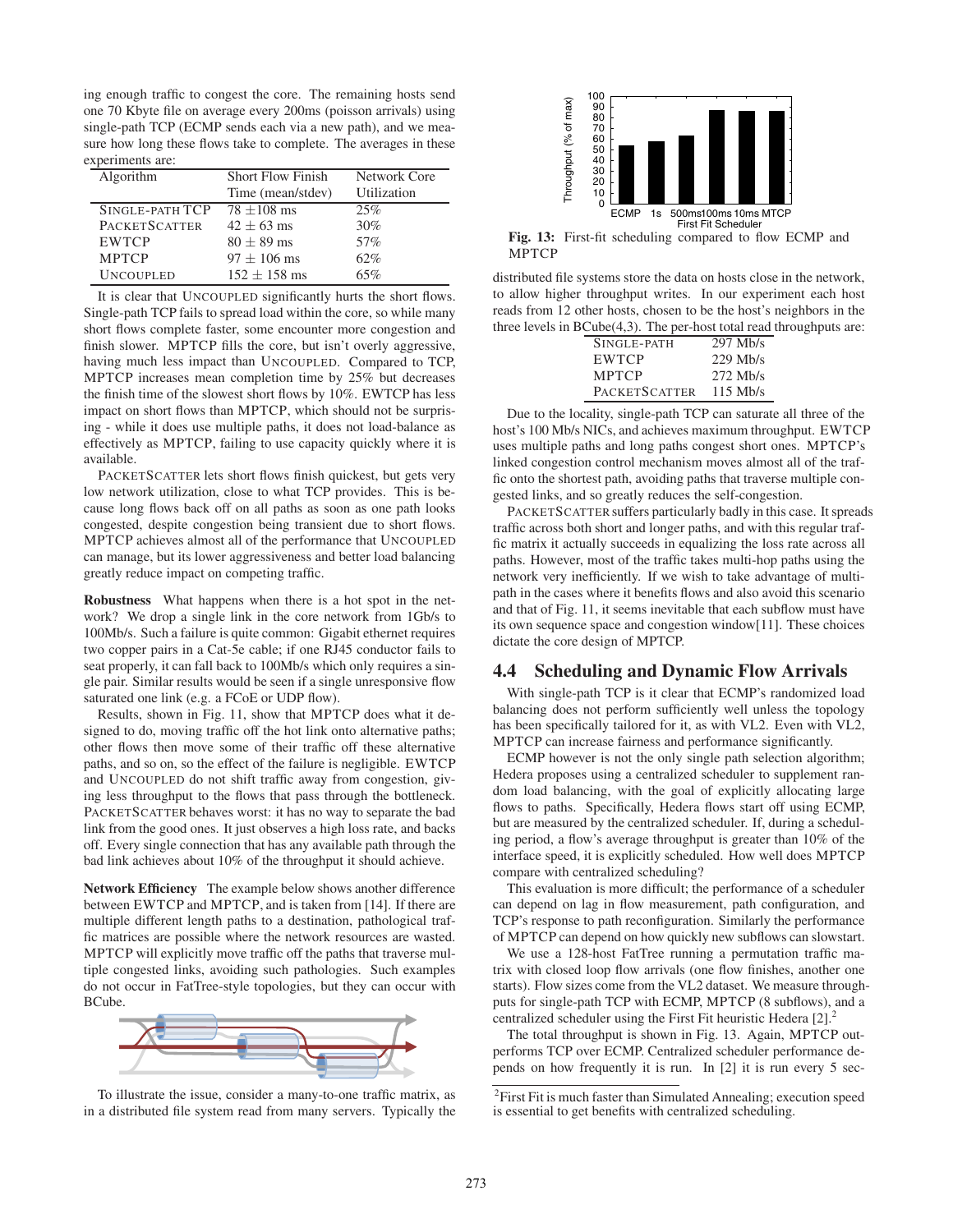ing enough traffic to congest the core. The remaining hosts send one 70 Kbyte file on average every 200ms (poisson arrivals) using single-path TCP (ECMP sends each via a new path), and we measure how long these flows take to complete. The averages in these experiments are:

| Algorithm | Short Flow Finish Time (mean/stdev) | Network Core Utilization |
|---|---|---|
| SINGLE-PATH TCP | 78 ±108 ms | 25% |
| PACKETSCATTER | 42 ± 63 ms | 30% |
| EWTCP | 80 ± 89 ms | 57% |
| MPTCP | 97 ± 106 ms | 62% |
| UNCOUPLED | 152 ± 158 ms | 65% |

It is clear that UNCOUPLED significantly hurts the short flows. Single-path TCP fails to spread load within the core, so while many short flows complete faster, some encounter more congestion and finish slower. MPTCP fills the core, but isn't overly aggressive, having much less impact than UNCOUPLED. Compared to TCP, MPTCP increases mean completion time by 25% but decreases the finish time of the slowest short flows by 10%. EWTCP has less impact on short flows than MPTCP, which should not be surprising - while it does use multiple paths, it does not load-balance as effectively as MPTCP, failing to use capacity quickly where it is available.

PACKETSCATTER lets short flows finish quickest, but gets very low network utilization, close to what TCP provides. This is because long flows back off on all paths as soon as one path looks congested, despite congestion being transient due to short flows. MPTCP achieves almost all of the performance that UNCOUPLED can manage, but its lower aggressiveness and better load balancing greatly reduce impact on competing traffic.

**Robustness** What happens when there is a hot spot in the network? We drop a single link in the core network from 1Gb/s to 100Mb/s. Such a failure is quite common: Gigabit ethernet requires two copper pairs in a Cat-5e cable; if one RJ45 conductor fails to seat properly, it can fall back to 100Mb/s which only requires a single pair. Similar results would be seen if a single unresponsive flow saturated one link (e.g. a FCoE or UDP flow).

Results, shown in Fig. 11, show that MPTCP does what it designed to do, moving traffic off the hot link onto alternative paths; other flows then move some of their traffic off these alternative paths, and so on, so the effect of the failure is negligible. EWTCP and UNCOUPLED do not shift traffic away from congestion, giving less throughput to the flows that pass through the bottleneck. PACKETSCATTER behaves worst: it has no way to separate the bad link from the good ones. It just observes a high loss rate, and backs off. Every single connection that has any available path through the bad link achieves about 10% of the throughput it should achieve.

**Network Efficiency** The example below shows another difference between EWTCP and MPTCP, and is taken from [14]. If there are multiple different length paths to a destination, pathological traffic matrices are possible where the network resources are wasted. MPTCP will explicitly move traffic off the paths that traverse multiple congested links, avoiding such pathologies. Such examples do not occur in FatTree-style topologies, but they can occur with BCube.

To illustrate the issue, consider a many-to-one traffic matrix, as in a distributed file system read from many servers. Typically the distributed file systems store the data on hosts close in the network, to allow higher throughput writes. In our experiment each host reads from 12 other hosts, chosen to be the host's neighbors in the three levels in BCube(4,3). The per-host total read throughputs are:

| | |
|---|---|
| SINGLE-PATH | 297 Mb/s |
| EWTCP | 229 Mb/s |
| MPTCP | 272 Mb/s |
| PACKETSCATTER | 115 Mb/s |

Due to the locality, single-path TCP can saturate all three of the host's 100 Mb/s NICs, and achieves maximum throughput. EWTCP uses multiple paths and long paths congest short ones. MPTCP's linked congestion control mechanism moves almost all of the traffic onto the shortest path, avoiding paths that traverse multiple congested links, and so greatly reduces the self-congestion.

PACKETSCATTER suffers particularly badly in this case. It spreads traffic across both short and longer paths, and with this regular traffic matrix it actually succeeds in equalizing the loss rate across all paths. However, most of the traffic takes multi-hop paths using the network very inefficiently. If we wish to take advantage of multi-path in the cases where it benefits flows and also avoid this scenario and that of Fig. 11, it seems inevitable that each subflow must have its own sequence space and congestion window[11]. These choices dictate the core design of MPTCP.

Fig. 13: First-fit scheduling compared to flow ECMP and MPTCP

## 4.4 Scheduling and Dynamic Flow Arrivals

With single-path TCP is it clear that ECMP's randomized load balancing does not perform sufficiently well unless the topology has been specifically tailored for it, as with VL2. Even with VL2, MPTCP can increase fairness and performance significantly.

ECMP however is not the only single path selection algorithm; Hedera proposes using a centralized scheduler to supplement random load balancing, with the goal of explicitly allocating large flows to paths. Specifically, Hedera flows start off using ECMP, but are measured by the centralized scheduler. If, during a scheduling period, a flow's average throughput is greater than 10% of the interface speed, it is explicitly scheduled. How well does MPTCP compare with centralized scheduling?

This evaluation is more difficult; the performance of a scheduler can depend on lag in flow measurement, path configuration, and TCP's response to path reconfiguration. Similarly the performance of MPTCP can depend on how quickly new subflows can slowstart.

We use a 128-host FatTree running a permutation traffic matrix with closed loop flow arrivals (one flow finishes, another one starts). Flow sizes come from the VL2 dataset. We measure throughputs for single-path TCP with ECMP, MPTCP (8 subflows), and a centralized scheduler using the First Fit heuristic Hedera [2].[2]

The total throughput is shown in Fig. 13. Again, MPTCP outperforms TCP over ECMP. Centralized scheduler performance depends on how frequently it is run. In [2] it is run every 5 sec-

[2]First Fit is much faster than Simulated Annealing; execution speed is essential to get benefits with centralized scheduling.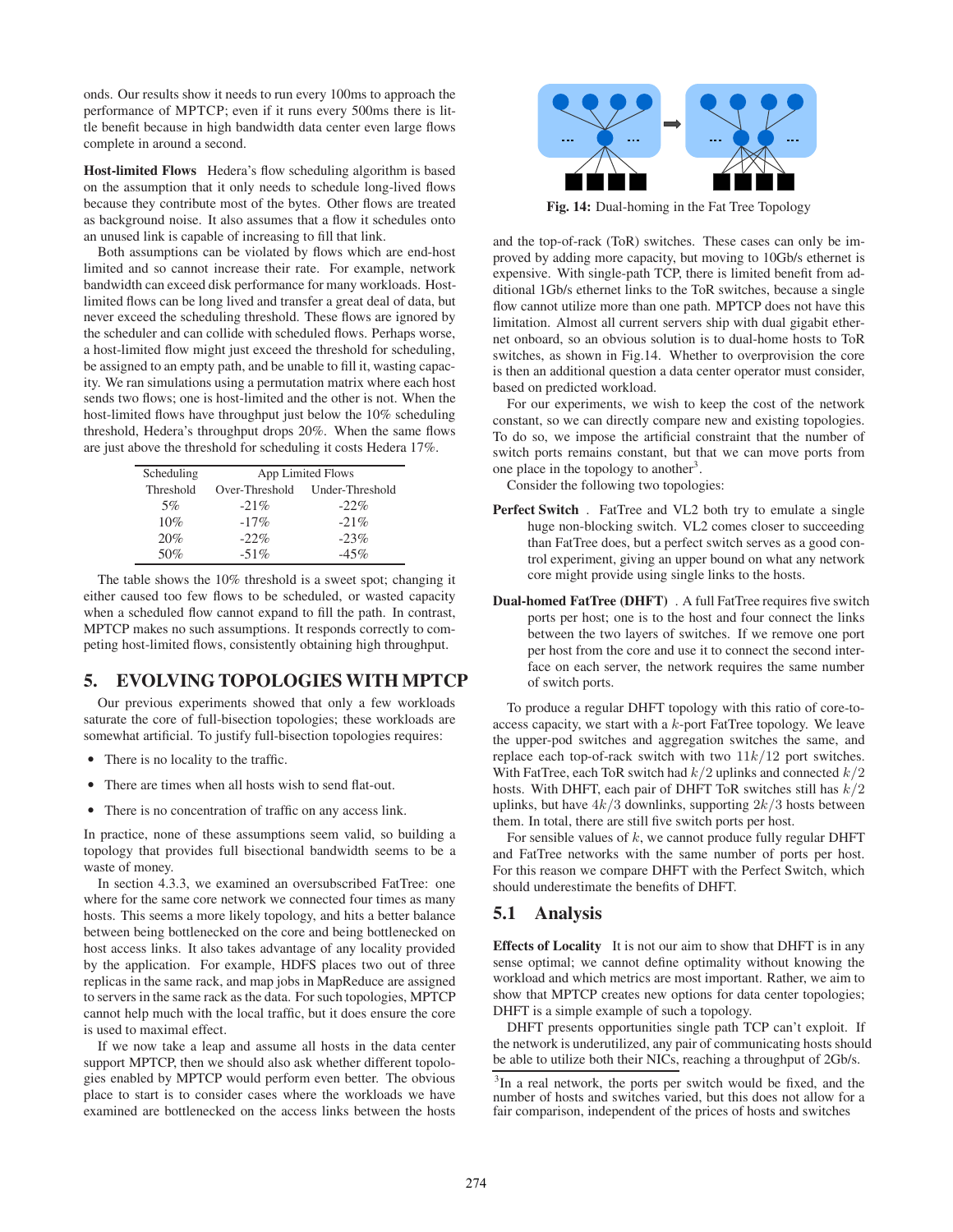onds. Our results show it needs to run every 100ms to approach the performance of MPTCP; even if it runs every 500ms there is little benefit because in high bandwidth data center even large flows complete in around a second.

**Host-limited Flows** Hedera's flow scheduling algorithm is based on the assumption that it only needs to schedule long-lived flows because they contribute most of the bytes. Other flows are treated as background noise. It also assumes that a flow it schedules onto an unused link is capable of increasing to fill that link.

Both assumptions can be violated by flows which are end-host limited and so cannot increase their rate. For example, network bandwidth can exceed disk performance for many workloads. Host-limited flows can be long lived and transfer a great deal of data, but never exceed the scheduling threshold. These flows are ignored by the scheduler and can collide with scheduled flows. Perhaps worse, a host-limited flow might just exceed the threshold for scheduling, be assigned to an empty path, and be unable to fill it, wasting capacity. We ran simulations using a permutation matrix where each host sends two flows; one is host-limited and the other is not. When the host-limited flows have throughput just below the 10% scheduling threshold, Hedera's throughput drops 20%. When the same flows are just above the threshold for scheduling it costs Hedera 17%.

| Scheduling | App Limited Flows | |
|---|---|---|
| Threshold | Over-Threshold | Under-Threshold |
| 5% | -21% | -22% |
| 10% | -17% | -21% |
| 20% | -22% | -23% |
| 50% | -51% | -45% |

The table shows the 10% threshold is a sweet spot; changing it either caused too few flows to be scheduled, or wasted capacity when a scheduled flow cannot expand to fill the path. In contrast, MPTCP makes no such assumptions. It responds correctly to competing host-limited flows, consistently obtaining high throughput.

# 5. EVOLVING TOPOLOGIES WITH MPTCP

Our previous experiments showed that only a few workloads saturate the core of full-bisection topologies; these workloads are somewhat artificial. To justify full-bisection topologies requires:

- There is no locality to the traffic.
- There are times when all hosts wish to send flat-out.
- There is no concentration of traffic on any access link.

In practice, none of these assumptions seem valid, so building a topology that provides full bisectional bandwidth seems to be a waste of money.

In section 4.3.3, we examined an oversubscribed FatTree: one where for the same core network we connected four times as many hosts. This seems a more likely topology, and hits a better balance between being bottlenecked on the core and being bottlenecked on host access links. It also takes advantage of any locality provided by the application. For example, HDFS places two out of three replicas in the same rack, and map jobs in MapReduce are assigned to servers in the same rack as the data. For such topologies, MPTCP cannot help much with the local traffic, but it does ensure the core is used to maximal effect.

If we now take a leap and assume all hosts in the data center support MPTCP, then we should also ask whether different topologies enabled by MPTCP would perform even better. The obvious place to start is to consider cases where the workloads we have examined are bottlenecked on the access links between the hosts and the top-of-rack (ToR) switches. These cases can only be improved by adding more capacity, but moving to 10Gb/s ethernet is expensive. With single-path TCP, there is limited benefit from additional 1Gb/s ethernet links to the ToR switches, because a single flow cannot utilize more than one path. MPTCP does not have this limitation. Almost all current servers ship with dual gigabit ethernet onboard, so an obvious solution is to dual-home hosts to ToR switches, as shown in Fig.14. Whether to overprovision the core is then an additional question a data center operator must consider, based on predicted workload.

**Fig. 14:** Dual-homing in the Fat Tree Topology

For our experiments, we wish to keep the cost of the network constant, so we can directly compare new and existing topologies. To do so, we impose the artificial constraint that the number of switch ports remains constant, but that we can move ports from one place in the topology to another[3].

Consider the following two topologies:

**Perfect Switch** . FatTree and VL2 both try to emulate a single huge non-blocking switch. VL2 comes closer to succeeding than FatTree does, but a perfect switch serves as a good control experiment, giving an upper bound on what any network core might provide using single links to the hosts.

**Dual-homed FatTree (DHFT)** . A full FatTree requires five switch ports per host; one is to the host and four connect the links between the two layers of switches. If we remove one port per host from the core and use it to connect the second interface on each server, the network requires the same number of switch ports.

To produce a regular DHFT topology with this ratio of core-to-access capacity, we start with a $k$-port FatTree topology. We leave the upper-pod switches and aggregation switches the same, and replace each top-of-rack switch with two $11k/12$ port switches. With FatTree, each ToR switch had $k/2$ uplinks and connected $k/2$ hosts. With DHFT, each pair of DHFT ToR switches still has $k/2$ uplinks, but have $4k/3$ downlinks, supporting $2k/3$ hosts between them. In total, there are still five switch ports per host.

For sensible values of $k$, we cannot produce fully regular DHFT and FatTree networks with the same number of ports per host. For this reason we compare DHFT with the Perfect Switch, which should underestimate the benefits of DHFT.

## 5.1 Analysis

**Effects of Locality** It is not our aim to show that DHFT is in any sense optimal; we cannot define optimality without knowing the workload and which metrics are most important. Rather, we aim to show that MPTCP creates new options for data center topologies; DHFT is a simple example of such a topology.

DHFT presents opportunities single path TCP can't exploit. If the network is underutilized, any pair of communicating hosts should be able to utilize both their NICs, reaching a throughput of 2Gb/s.

[3]In a real network, the ports per switch would be fixed, and the number of hosts and switches varied, but this does not allow for a fair comparison, independent of the prices of hosts and switches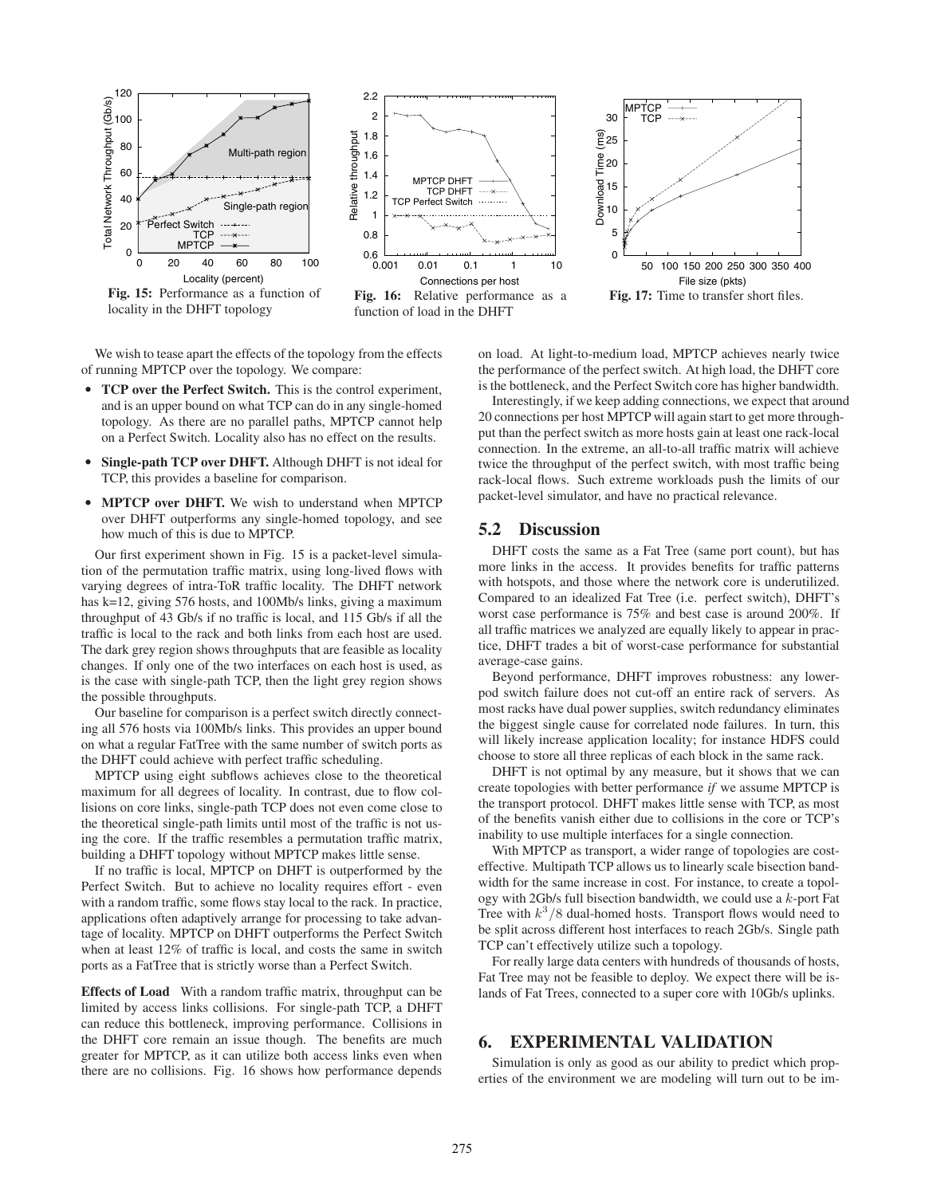120
100
80
60
40
20
0
Total Network Throughput (Gb/s)
0 20 40 60 80 100
Locality (percent)
Multi-path region
Single-path region
Perfect Switch
TCP
MPTCP

**Fig. 15:** Performance as a function of locality in the DHFT topology

2.2
2
1.8
1.6
1.4
1.2
1
0.8
0.6
Relative throughput
0.001 0.01 0.1 1 10
Connections per host
MPTCP DHFT
TCP DHFT
TCP Perfect Switch

**Fig. 16:** Relative performance as a function of load in the DHFT

30
25
20
15
10
5
0
Download Time (ms)
50 100 150 200 250 300 350 400
File size (pkts)
MPTCP
TCP

**Fig. 17:** Time to transfer short files.

We wish to tease apart the effects of the topology from the effects of running MPTCP over the topology. We compare:

- **TCP over the Perfect Switch.** This is the control experiment, and is an upper bound on what TCP can do in any single-homed topology. As there are no parallel paths, MPTCP cannot help on a Perfect Switch. Locality also has no effect on the results.
- **Single-path TCP over DHFT.** Although DHFT is not ideal for TCP, this provides a baseline for comparison.
- **MPTCP over DHFT.** We wish to understand when MPTCP over DHFT outperforms any single-homed topology, and see how much of this is due to MPTCP.

Our first experiment shown in Fig. 15 is a packet-level simulation of the permutation traffic matrix, using long-lived flows with varying degrees of intra-ToR traffic locality. The DHFT network has k=12, giving 576 hosts, and 100Mb/s links, giving a maximum throughput of 43 Gb/s if no traffic is local, and 115 Gb/s if all the traffic is local to the rack and both links from each host are used. The dark grey region shows throughputs that are feasible as locality changes. If only one of the two interfaces on each host is used, as is the case with single-path TCP, then the light grey region shows the possible throughputs.

Our baseline for comparison is a perfect switch directly connecting all 576 hosts via 100Mb/s links. This provides an upper bound on what a regular FatTree with the same number of switch ports as the DHFT could achieve with perfect traffic scheduling.

MPTCP using eight subflows achieves close to the theoretical maximum for all degrees of locality. In contrast, due to flow collisions on core links, single-path TCP does not even come close to the theoretical single-path limits until most of the traffic is not using the core. If the traffic resembles a permutation traffic matrix, building a DHFT topology without MPTCP makes little sense.

If no traffic is local, MPTCP on DHFT is outperformed by the Perfect Switch. But to achieve no locality requires effort - even with a random traffic, some flows stay local to the rack. In practice, applications often adaptively arrange for processing to take advantage of locality. MPTCP on DHFT outperforms the Perfect Switch when at least 12% of traffic is local, and costs the same in switch ports as a FatTree that is strictly worse than a Perfect Switch.

**Effects of Load** With a random traffic matrix, throughput can be limited by access links collisions. For single-path TCP, a DHFT can reduce this bottleneck, improving performance. Collisions in the DHFT core remain an issue though. The benefits are much greater for MPTCP, as it can utilize both access links even when there are no collisions. Fig. 16 shows how performance depends on load. At light-to-medium load, MPTCP achieves nearly twice the performance of the perfect switch. At high load, the DHFT core is the bottleneck, and the Perfect Switch core has higher bandwidth.

Interestingly, if we keep adding connections, we expect that around 20 connections per host MPTCP will again start to get more throughput than the perfect switch as more hosts gain at least one rack-local connection. In the extreme, an all-to-all traffic matrix will achieve twice the throughput of the perfect switch, with most traffic being rack-local flows. Such extreme workloads push the limits of our packet-level simulator, and have no practical relevance.

## 5.2 Discussion

DHFT costs the same as a Fat Tree (same port count), but has more links in the access. It provides benefits for traffic patterns with hotspots, and those where the network core is underutilized. Compared to an idealized Fat Tree (i.e. perfect switch), DHFT's worst case performance is 75% and best case is around 200%. If all traffic matrices we analyzed are equally likely to appear in practice, DHFT trades a bit of worst-case performance for substantial average-case gains.

Beyond performance, DHFT improves robustness: any lower-pod switch failure does not cut-off an entire rack of servers. As most racks have dual power supplies, switch redundancy eliminates the biggest single cause for correlated node failures. In turn, this will likely increase application locality; for instance HDFS could choose to store all three replicas of each block in the same rack.

DHFT is not optimal by any measure, but it shows that we can create topologies with better performance *if* we assume MPTCP is the transport protocol. DHFT makes little sense with TCP, as most of the benefits vanish either due to collisions in the core or TCP's inability to use multiple interfaces for a single connection.

With MPTCP as transport, a wider range of topologies are cost-effective. Multipath TCP allows us to linearly scale bisection bandwidth for the same increase in cost. For instance, to create a topology with 2Gb/s full bisection bandwidth, we could use a $k$-port Fat Tree with $k^3/8$ dual-homed hosts. Transport flows would need to be split across different host interfaces to reach 2Gb/s. Single path TCP can't effectively utilize such a topology.

For really large data centers with hundreds of thousands of hosts, Fat Tree may not be feasible to deploy. We expect there will be islands of Fat Trees, connected to a super core with 10Gb/s uplinks.

# 6. EXPERIMENTAL VALIDATION

Simulation is only as good as our ability to predict which properties of the environment we are modeling will turn out to be im-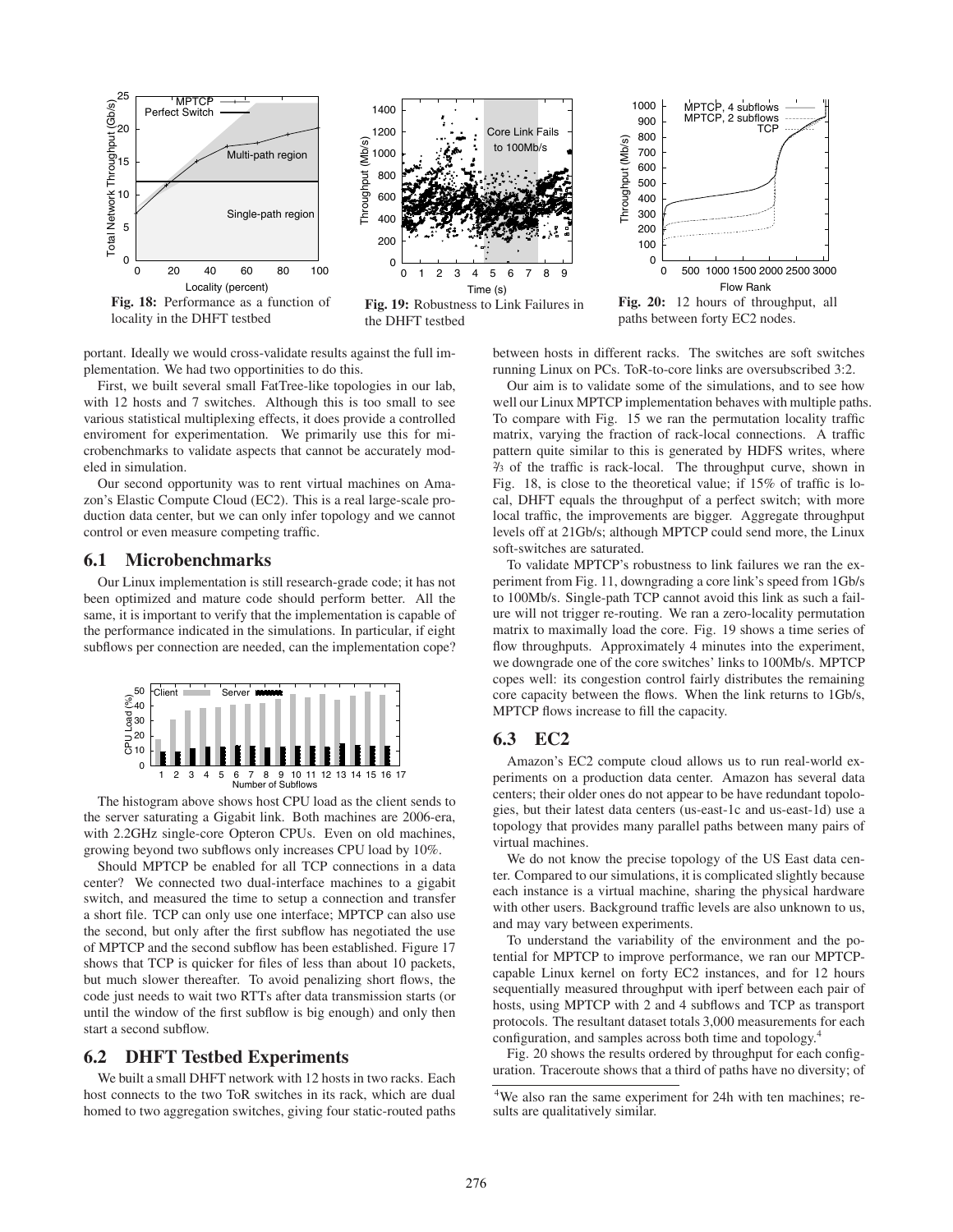Fig. 18: Performance as a function of locality in the DHFT testbed

Fig. 19: Robustness to Link Failures in the DHFT testbed

Fig. 20: 12 hours of throughput, all paths between forty EC2 nodes.

portant. Ideally we would cross-validate results against the full implementation. We had two opportinities to do this.

First, we built several small FatTree-like topologies in our lab, with 12 hosts and 7 switches. Although this is too small to see various statistical multiplexing effects, it does provide a controlled enviroment for experimentation. We primarily use this for microbenchmarks to validate aspects that cannot be accurately modeled in simulation.

Our second opportunity was to rent virtual machines on Amazon's Elastic Compute Cloud (EC2). This is a real large-scale production data center, but we can only infer topology and we cannot control or even measure competing traffic.

## 6.1 Microbenchmarks

Our Linux implementation is still research-grade code; it has not been optimized and mature code should perform better. All the same, it is important to verify that the implementation is capable of the performance indicated in the simulations. In particular, if eight subflows per connection are needed, can the implementation cope?

The histogram above shows host CPU load as the client sends to the server saturating a Gigabit link. Both machines are 2006-era, with 2.2GHz single-core Opteron CPUs. Even on old machines, growing beyond two subflows only increases CPU load by 10%.

Should MPTCP be enabled for all TCP connections in a data center? We connected two dual-interface machines to a gigabit switch, and measured the time to setup a connection and transfer a short file. TCP can only use one interface; MPTCP can also use the second, but only after the first subflow has negotiated the use of MPTCP and the second subflow has been established. Figure 17 shows that TCP is quicker for files of less than about 10 packets, but much slower thereafter. To avoid penalizing short flows, the code just needs to wait two RTTs after data transmission starts (or until the window of the first subflow is big enough) and only then start a second subflow.

## 6.2 DHFT Testbed Experiments

We built a small DHFT network with 12 hosts in two racks. Each host connects to the two ToR switches in its rack, which are dual homed to two aggregation switches, giving four static-routed paths between hosts in different racks. The switches are soft switches running Linux on PCs. ToR-to-core links are oversubscribed 3:2.

Our aim is to validate some of the simulations, and to see how well our Linux MPTCP implementation behaves with multiple paths. To compare with Fig. 15 we ran the permutation locality traffic matrix, varying the fraction of rack-local connections. A traffic pattern quite similar to this is generated by HDFS writes, where ⅔ of the traffic is rack-local. The throughput curve, shown in Fig. 18, is close to the theoretical value; if 15% of traffic is local, DHFT equals the throughput of a perfect switch; with more local traffic, the improvements are bigger. Aggregate throughput levels off at 21Gb/s; although MPTCP could send more, the Linux soft-switches are saturated.

To validate MPTCP's robustness to link failures we ran the experiment from Fig. 11, downgrading a core link's speed from 1Gb/s to 100Mb/s. Single-path TCP cannot avoid this link as such a failure will not trigger re-routing. We ran a zero-locality permutation matrix to maximally load the core. Fig. 19 shows a time series of flow throughputs. Approximately 4 minutes into the experiment, we downgrade one of the core switches' links to 100Mb/s. MPTCP copes well: its congestion control fairly distributes the remaining core capacity between the flows. When the link returns to 1Gb/s, MPTCP flows increase to fill the capacity.

## 6.3 EC2

Amazon's EC2 compute cloud allows us to run real-world experiments on a production data center. Amazon has several data centers; their older ones do not appear to be have redundant topologies, but their latest data centers (us-east-1c and us-east-1d) use a topology that provides many parallel paths between many pairs of virtual machines.

We do not know the precise topology of the US East data center. Compared to our simulations, it is complicated slightly because each instance is a virtual machine, sharing the physical hardware with other users. Background traffic levels are also unknown to us, and may vary between experiments.

To understand the variability of the environment and the potential for MPTCP to improve performance, we ran our MPTCP-capable Linux kernel on forty EC2 instances, and for 12 hours sequentially measured throughput with iperf between each pair of hosts, using MPTCP with 2 and 4 subflows and TCP as transport protocols. The resultant dataset totals 3,000 measurements for each configuration, and samples across both time and topology.[4]

Fig. 20 shows the results ordered by throughput for each configuration. Traceroute shows that a third of paths have no diversity; of

[4]We also ran the same experiment for 24h with ten machines; results are qualitatively similar.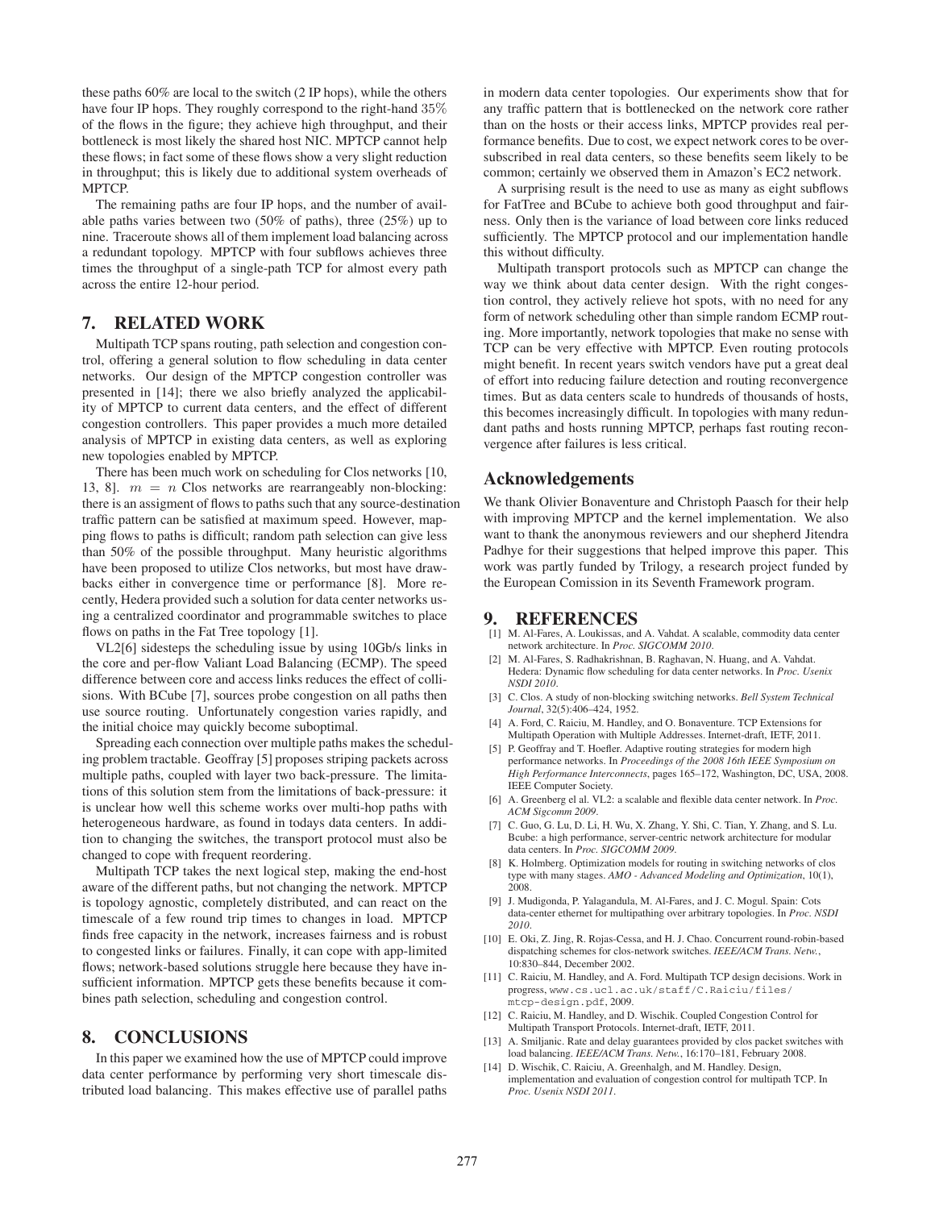these paths 60% are local to the switch (2 IP hops), while the others have four IP hops. They roughly correspond to the right-hand 35% of the flows in the figure; they achieve high throughput, and their bottleneck is most likely the shared host NIC. MPTCP cannot help these flows; in fact some of these flows show a very slight reduction in throughput; this is likely due to additional system overheads of MPTCP.

The remaining paths are four IP hops, and the number of available paths varies between two (50% of paths), three (25%) up to nine. Traceroute shows all of them implement load balancing across a redundant topology. MPTCP with four subflows achieves three times the throughput of a single-path TCP for almost every path across the entire 12-hour period.

## 7. RELATED WORK

Multipath TCP spans routing, path selection and congestion control, offering a general solution to flow scheduling in data center networks. Our design of the MPTCP congestion controller was presented in [14]; there we also briefly analyzed the applicability of MPTCP to current data centers, and the effect of different congestion controllers. This paper provides a much more detailed analysis of MPTCP in existing data centers, as well as exploring new topologies enabled by MPTCP.

There has been much work on scheduling for Clos networks [10, 13, 8]. $m = n$ Clos networks are rearrangeably non-blocking: there is an assignment of flows to paths such that any source-destination traffic pattern can be satisfied at maximum speed. However, mapping flows to paths is difficult; random path selection can give less than 50% of the possible throughput. Many heuristic algorithms have been proposed to utilize Clos networks, but most have drawbacks either in convergence time or performance [8]. More recently, Hedera provided such a solution for data center networks using a centralized coordinator and programmable switches to place flows on paths in the Fat Tree topology [1].

VL2[6] sidesteps the scheduling issue by using 10Gb/s links in the core and per-flow Valiant Load Balancing (ECMP). The speed difference between core and access links reduces the effect of collisions. With BCube [7], sources probe congestion on all paths then use source routing. Unfortunately congestion varies rapidly, and the initial choice may quickly become suboptimal.

Spreading each connection over multiple paths makes the scheduling problem tractable. Geoffray [5] proposes striping packets across multiple paths, coupled with layer two back-pressure. The limitations of this solution stem from the limitations of back-pressure: it is unclear how well this scheme works over multi-hop paths with heterogeneous hardware, as found in todays data centers. In addition to changing the switches, the transport protocol must also be changed to cope with frequent reordering.

Multipath TCP takes the next logical step, making the end-host aware of the different paths, but not changing the network. MPTCP is topology agnostic, completely distributed, and can react on the timescale of a few round trip times to changes in load. MPTCP finds free capacity in the network, increases fairness and is robust to congested links or failures. Finally, it can cope with app-limited flows; network-based solutions struggle here because they have insufficient information. MPTCP gets these benefits because it combines path selection, scheduling and congestion control.

## 8. CONCLUSIONS

In this paper we examined how the use of MPTCP could improve data center performance by performing very short timescale distributed load balancing. This makes effective use of parallel paths in modern data center topologies. Our experiments show that for any traffic pattern that is bottlenecked on the network core rather than on the hosts or their access links, MPTCP provides real performance benefits. Due to cost, we expect network cores to be oversubscribed in real data centers, so these benefits seem likely to be common; certainly we observed them in Amazon's EC2 network.

A surprising result is the need to use as many as eight subflows for FatTree and BCube to achieve both good throughput and fairness. Only then is the variance of load between core links reduced sufficiently. The MPTCP protocol and our implementation handle this without difficulty.

Multipath transport protocols such as MPTCP can change the way we think about data center design. With the right congestion control, they actively relieve hot spots, with no need for any form of network scheduling other than simple random ECMP routing. More importantly, network topologies that make no sense with TCP can be very effective with MPTCP. Even routing protocols might benefit. In recent years switch vendors have put a great deal of effort into reducing failure detection and routing reconvergence times. But as data centers scale to hundreds of thousands of hosts, this becomes increasingly difficult. In topologies with many redundant paths and hosts running MPTCP, perhaps fast routing reconvergence after failures is less critical.

## Acknowledgements

We thank Olivier Bonaventure and Christoph Paasch for their help with improving MPTCP and the kernel implementation. We also want to thank the anonymous reviewers and our shepherd Jitendra Padhye for their suggestions that helped improve this paper. This work was partly funded by Trilogy, a research project funded by the European Comission in its Seventh Framework program.

## 9. REFERENCES

[1] M. Al-Fares, A. Loukissas, and A. Vahdat. A scalable, commodity data center network architecture. In *Proc. SIGCOMM 2010*.

[2] M. Al-Fares, S. Radhakrishnan, B. Raghavan, N. Huang, and A. Vahdat. Hedera: Dynamic flow scheduling for data center networks. In *Proc. Usenix NSDI 2010*.

[3] C. Clos. A study of non-blocking switching networks. *Bell System Technical Journal*, 32(5):406–424, 1952.

[4] A. Ford, C. Raiciu, M. Handley, and O. Bonaventure. TCP Extensions for Multipath Operation with Multiple Addresses. Internet-draft, IETF, 2011.

[5] P. Geoffray and T. Hoefler. Adaptive routing strategies for modern high performance networks. In *Proceedings of the 2008 16th IEEE Symposium on High Performance Interconnects*, pages 165–172, Washington, DC, USA, 2008. IEEE Computer Society.

[6] A. Greenberg el al. VL2: a scalable and flexible data center network. In *Proc. ACM Sigcomm 2009*.

[7] C. Guo, G. Lu, D. Li, H. Wu, X. Zhang, Y. Shi, C. Tian, Y. Zhang, and S. Lu. Bcube: a high performance, server-centric network architecture for modular data centers. In *Proc. SIGCOMM 2009*.

[8] K. Holmberg. Optimization models for routing in switching networks of clos type with many stages. *AMO - Advanced Modeling and Optimization*, 10(1), 2008.

[9] J. Mudigonda, P. Yalagandula, M. Al-Fares, and J. C. Mogul. Spain: Cots data-center ethernet for multipathing over arbitrary topologies. In *Proc. NSDI 2010*.

[10] E. Oki, Z. Jing, R. Rojas-Cessa, and H. J. Chao. Concurrent round-robin-based dispatching schemes for clos-network switches. *IEEE/ACM Trans. Netw.*, 10:830–844, December 2002.

[11] C. Raiciu, M. Handley, and A. Ford. Multipath TCP design decisions. Work in progress, www.cs.ucl.ac.uk/staff/C.Raiciu/files/mtcp-design.pdf, 2009.

[12] C. Raiciu, M. Handley, and D. Wischik. Coupled Congestion Control for Multipath Transport Protocols. Internet-draft, IETF, 2011.

[13] A. Smiljanic. Rate and delay guarantees provided by clos packet switches with load balancing. *IEEE/ACM Trans. Netw.*, 16:170–181, February 2008.

[14] D. Wischik, C. Raiciu, A. Greenhalgh, and M. Handley. Design, implementation and evaluation of congestion control for multipath TCP. In *Proc. Usenix NSDI 2011*.